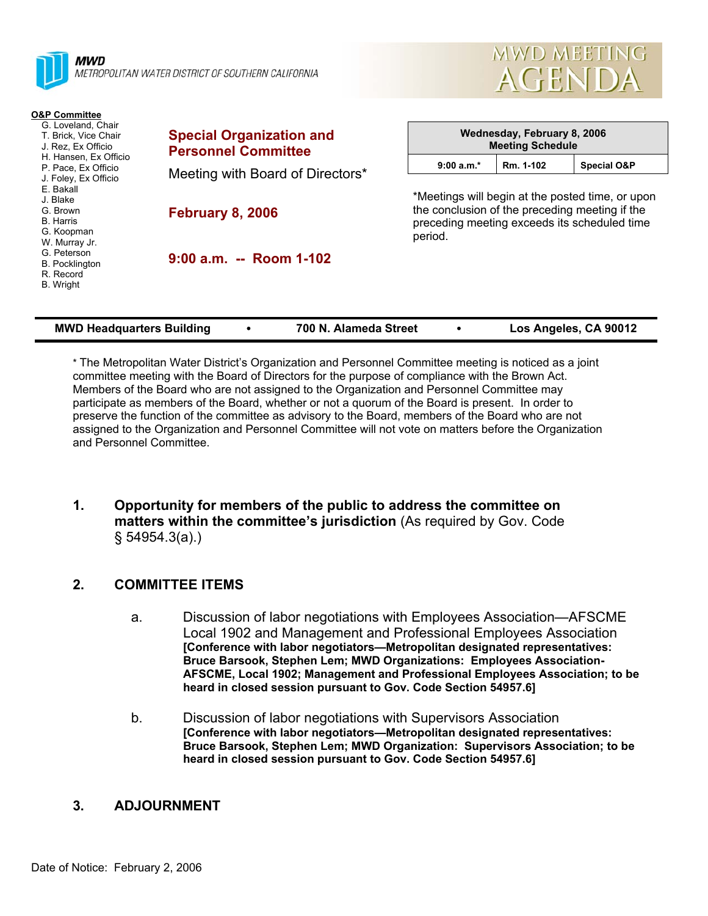**MWD**
METROPOLITAN WATER DISTRICT OF SOUTHERN CALIFORNIA

# MWD MEETING AGENDA

**O&P Committee**

- G. Loveland, Chair
- T. Brick, Vice Chair
- J. Rez, Ex Officio
- H. Hansen, Ex Officio
- P. Pace, Ex Officio
- J. Foley, Ex Officio
- E. Bakall
- J. Blake
- G. Brown
- B. Harris
- G. Koopman
- W. Murray Jr.
- G. Peterson
- B. Pocklington
- R. Record
- B. Wright

## Special Organization and Personnel Committee

Meeting with Board of Directors*

**February 8, 2006**

**9:00 a.m. -- Room 1-102**

| Wednesday, February 8, 2006 Meeting Schedule | | |
|---|---|---|
| 9:00 a.m.* | Rm. 1-102 | Special O&P |

*Meetings will begin at the posted time, or upon the conclusion of the preceding meeting if the preceding meeting exceeds its scheduled time period.

**MWD Headquarters Building • 700 N. Alameda Street • Los Angeles, CA 90012**

* The Metropolitan Water District's Organization and Personnel Committee meeting is noticed as a joint committee meeting with the Board of Directors for the purpose of compliance with the Brown Act. Members of the Board who are not assigned to the Organization and Personnel Committee may participate as members of the Board, whether or not a quorum of the Board is present. In order to preserve the function of the committee as advisory to the Board, members of the Board who are not assigned to the Organization and Personnel Committee will not vote on matters before the Organization and Personnel Committee.

1. **Opportunity for members of the public to address the committee on matters within the committee's jurisdiction** (As required by Gov. Code § 54954.3(a).)

2. **COMMITTEE ITEMS**

   a. Discussion of labor negotiations with Employees Association—AFSCME Local 1902 and Management and Professional Employees Association **[Conference with labor negotiators—Metropolitan designated representatives: Bruce Barsook, Stephen Lem; MWD Organizations: Employees Association-AFSCME, Local 1902; Management and Professional Employees Association; to be heard in closed session pursuant to Gov. Code Section 54957.6]**

   b. Discussion of labor negotiations with Supervisors Association **[Conference with labor negotiators—Metropolitan designated representatives: Bruce Barsook, Stephen Lem; MWD Organization: Supervisors Association; to be heard in closed session pursuant to Gov. Code Section 54957.6]**

3. **ADJOURNMENT**

Date of Notice: February 2, 2006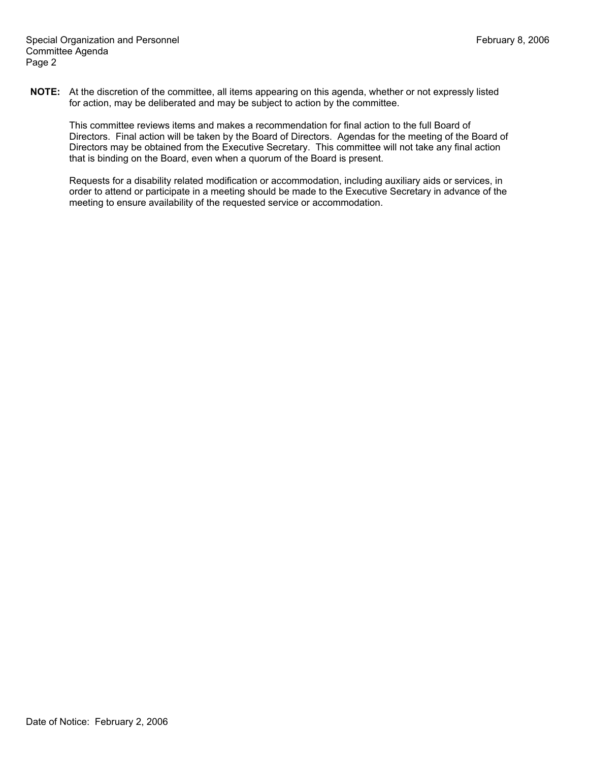**NOTE:** At the discretion of the committee, all items appearing on this agenda, whether or not expressly listed for action, may be deliberated and may be subject to action by the committee.

This committee reviews items and makes a recommendation for final action to the full Board of Directors. Final action will be taken by the Board of Directors. Agendas for the meeting of the Board of Directors may be obtained from the Executive Secretary. This committee will not take any final action that is binding on the Board, even when a quorum of the Board is present.

Requests for a disability related modification or accommodation, including auxiliary aids or services, in order to attend or participate in a meeting should be made to the Executive Secretary in advance of the meeting to ensure availability of the requested service or accommodation.

Date of Notice: February 2, 2006